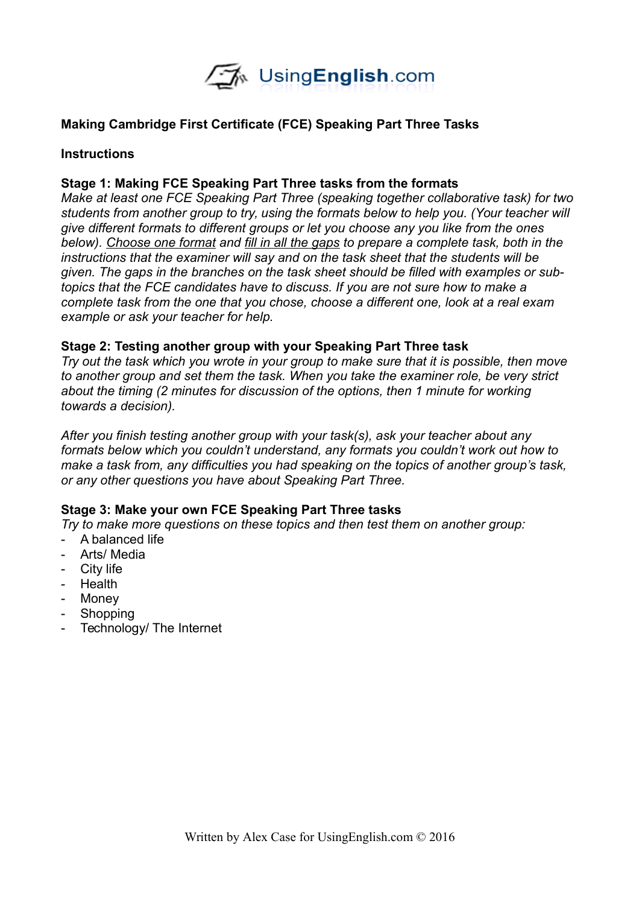## Making Cambridge First Certificate (FCE) Speaking Part Three Tasks

### Instructions

### Stage 1: Making FCE Speaking Part Three tasks from the formats

*Make at least one FCE Speaking Part Three (speaking together collaborative task) for two students from another group to try, using the formats below to help you. (Your teacher will give different formats to different groups or let you choose any you like from the ones below). Choose one format and fill in all the gaps to prepare a complete task, both in the instructions that the examiner will say and on the task sheet that the students will be given. The gaps in the branches on the task sheet should be filled with examples or sub-topics that the FCE candidates have to discuss. If you are not sure how to make a complete task from the one that you chose, choose a different one, look at a real exam example or ask your teacher for help.*

### Stage 2: Testing another group with your Speaking Part Three task

*Try out the task which you wrote in your group to make sure that it is possible, then move to another group and set them the task. When you take the examiner role, be very strict about the timing (2 minutes for discussion of the options, then 1 minute for working towards a decision).*

*After you finish testing another group with your task(s), ask your teacher about any formats below which you couldn't understand, any formats you couldn't work out how to make a task from, any difficulties you had speaking on the topics of another group's task, or any other questions you have about Speaking Part Three.*

### Stage 3: Make your own FCE Speaking Part Three tasks

*Try to make more questions on these topics and then test them on another group:*

- A balanced life
- Arts/ Media
- City life
- Health
- Money
- Shopping
- Technology/ The Internet

Written by Alex Case for UsingEnglish.com © 2016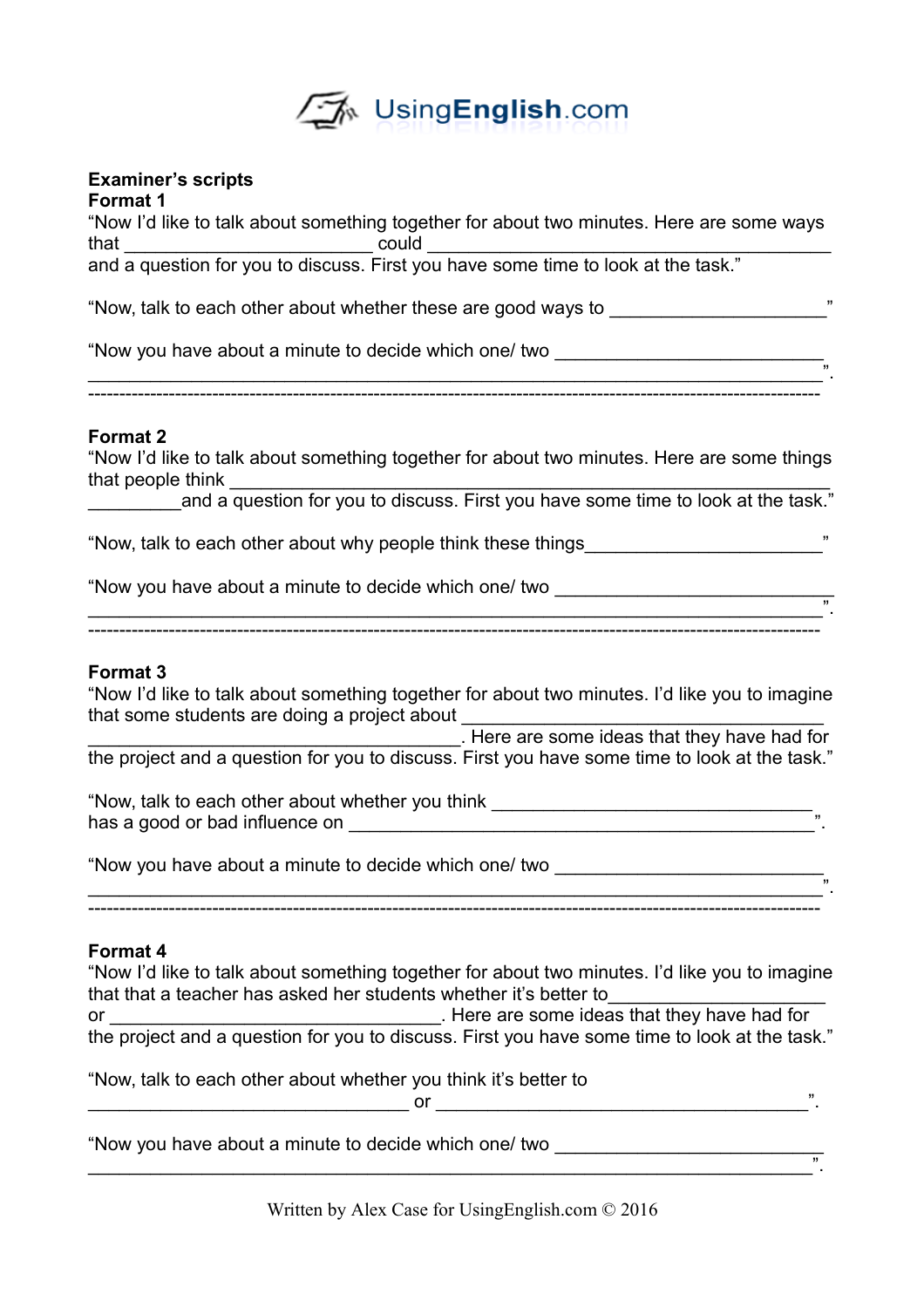**Examiner's scripts**

**Format 1**

"Now I'd like to talk about something together for about two minutes. Here are some ways that ________________________ could ________________________________________ and a question for you to discuss. First you have some time to look at the task."

"Now, talk to each other about whether these are good ways to _____________________"

"Now you have about a minute to decide which one/ two __________________________ ________________________________________________________________________".

---

**Format 2**

"Now I'd like to talk about something together for about two minutes. Here are some things that people think ______________________________________________________ _________and a question for you to discuss. First you have some time to look at the task."

"Now, talk to each other about why people think these things______________________"

"Now you have about a minute to decide which one/ two __________________________ ________________________________________________________________________".

---

**Format 3**

"Now I'd like to talk about something together for about two minutes. I'd like you to imagine that some students are doing a project about ________________________________ ____________________________________. Here are some ideas that they have had for the project and a question for you to discuss. First you have some time to look at the task."

"Now, talk to each other about whether you think _______________________________ has a good or bad influence on ______________________________________________".

"Now you have about a minute to decide which one/ two __________________________ ________________________________________________________________________".

---

**Format 4**

"Now I'd like to talk about something together for about two minutes. I'd like you to imagine that that a teacher has asked her students whether it's better to____________________ or ________________________________. Here are some ideas that they have had for the project and a question for you to discuss. First you have some time to look at the task."

"Now, talk to each other about whether you think it's better to ________________________________ or ____________________________________".

"Now you have about a minute to decide which one/ two __________________________ ________________________________________________________________________".

Written by Alex Case for UsingEnglish.com © 2016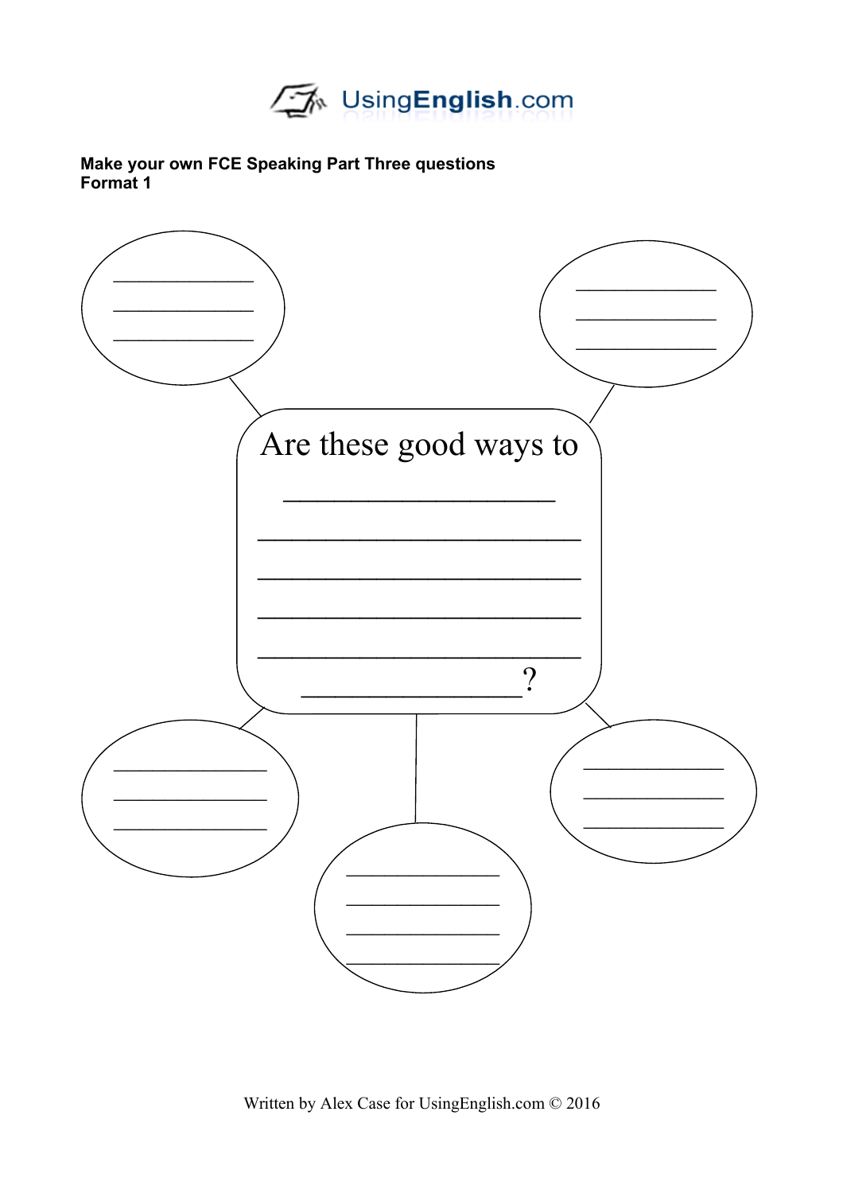**Make your own FCE Speaking Part Three questions**
**Format 1**

Are these good ways to ___________________________________________________________________________?

Written by Alex Case for UsingEnglish.com © 2016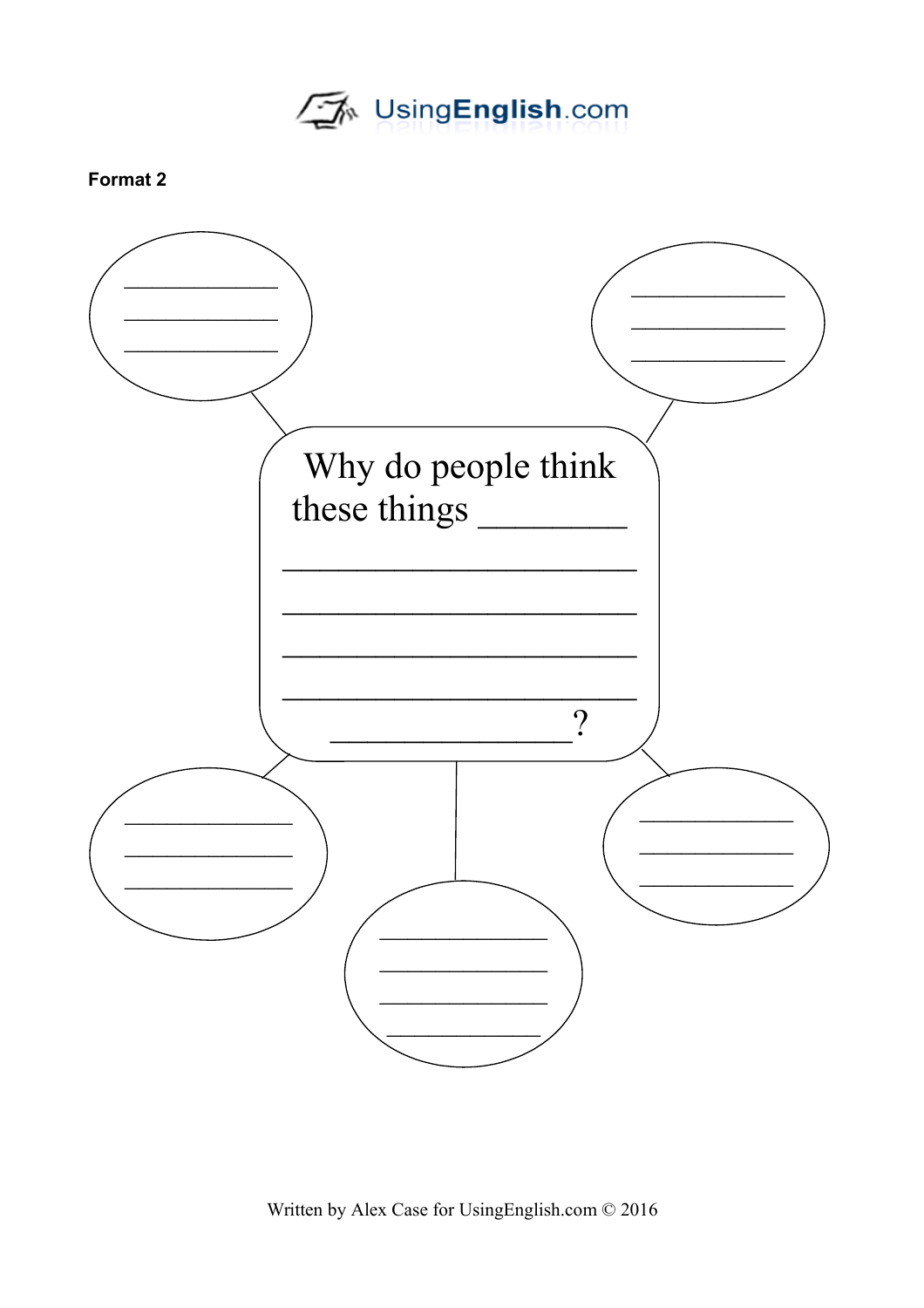**Format 2**

Why do people think these things ________

______________________

______________________

______________________

______________________

______________?

____________
____________
____________

____________
____________
____________

____________
____________
____________

____________
____________
____________
____________

____________
____________
____________

Written by Alex Case for UsingEnglish.com © 2016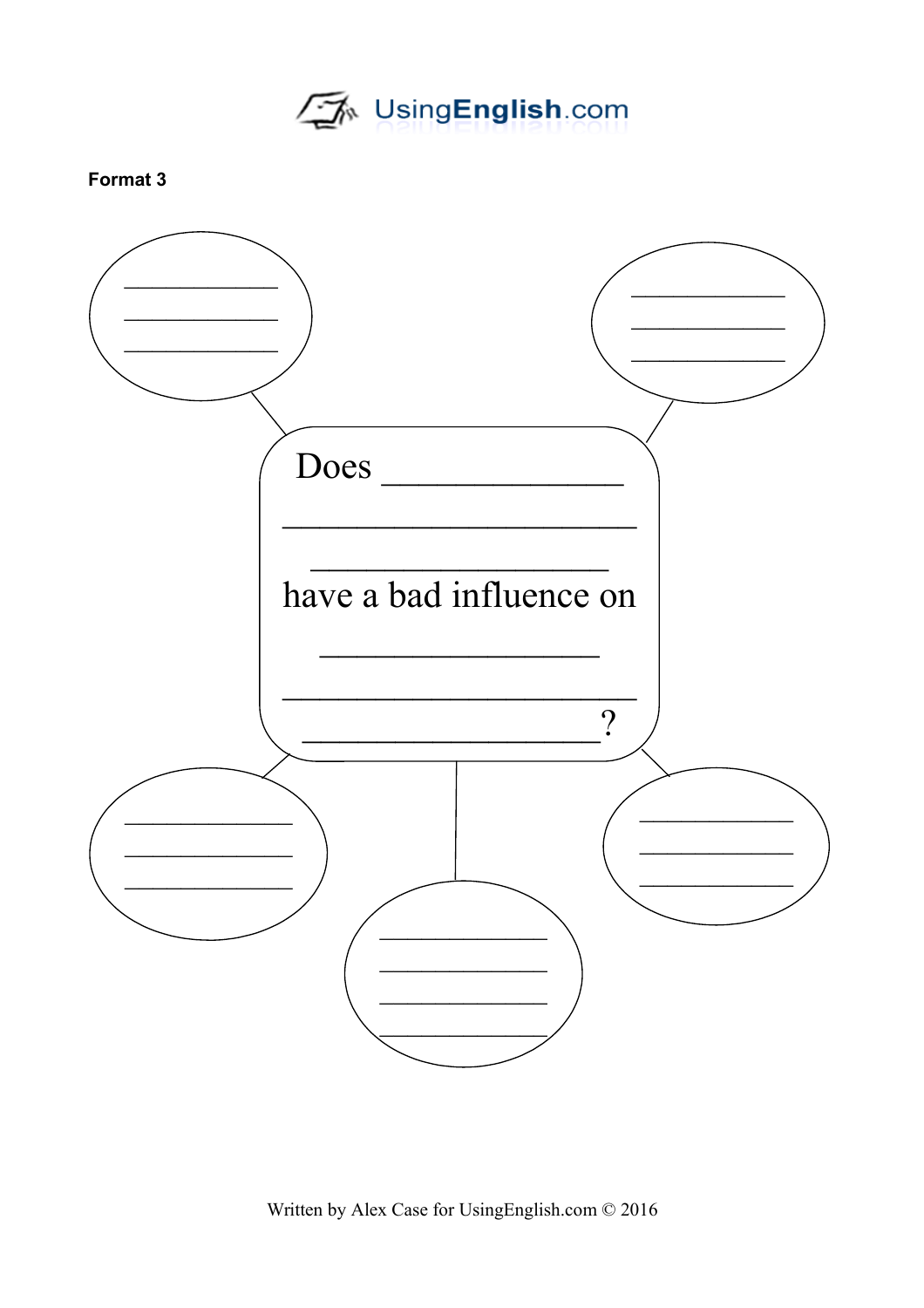**Format 3**

Does ______________
_____________________
_________________
have a bad influence on
________________
_____________________
_________________?

____________
____________
____________

____________
____________
____________

____________
____________
____________

____________
____________
____________
____________

____________
____________
____________

Written by Alex Case for UsingEnglish.com © 2016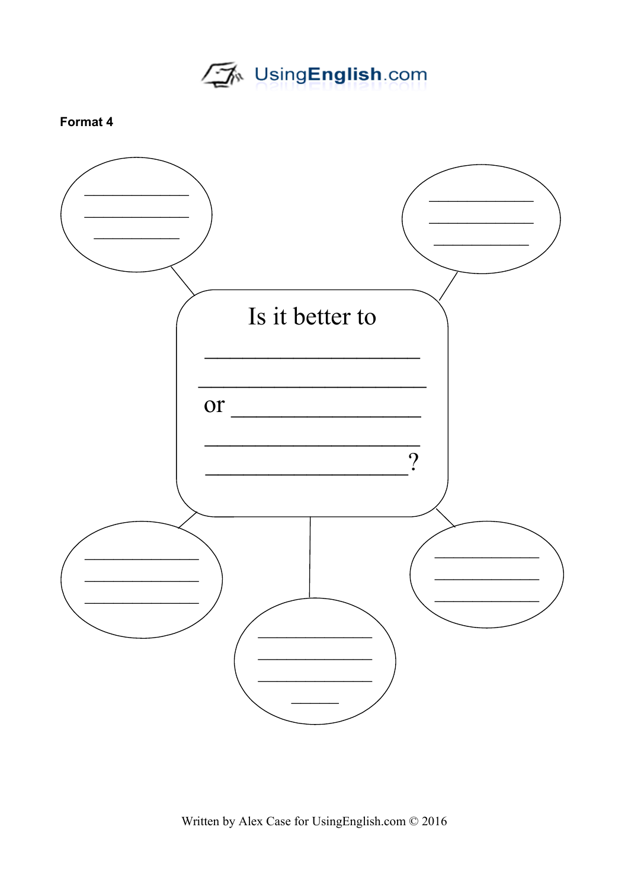**Format 4**

Is it better to

_______________________

_______________________

or ____________________

_______________________

______________________?

Written by Alex Case for UsingEnglish.com © 2016